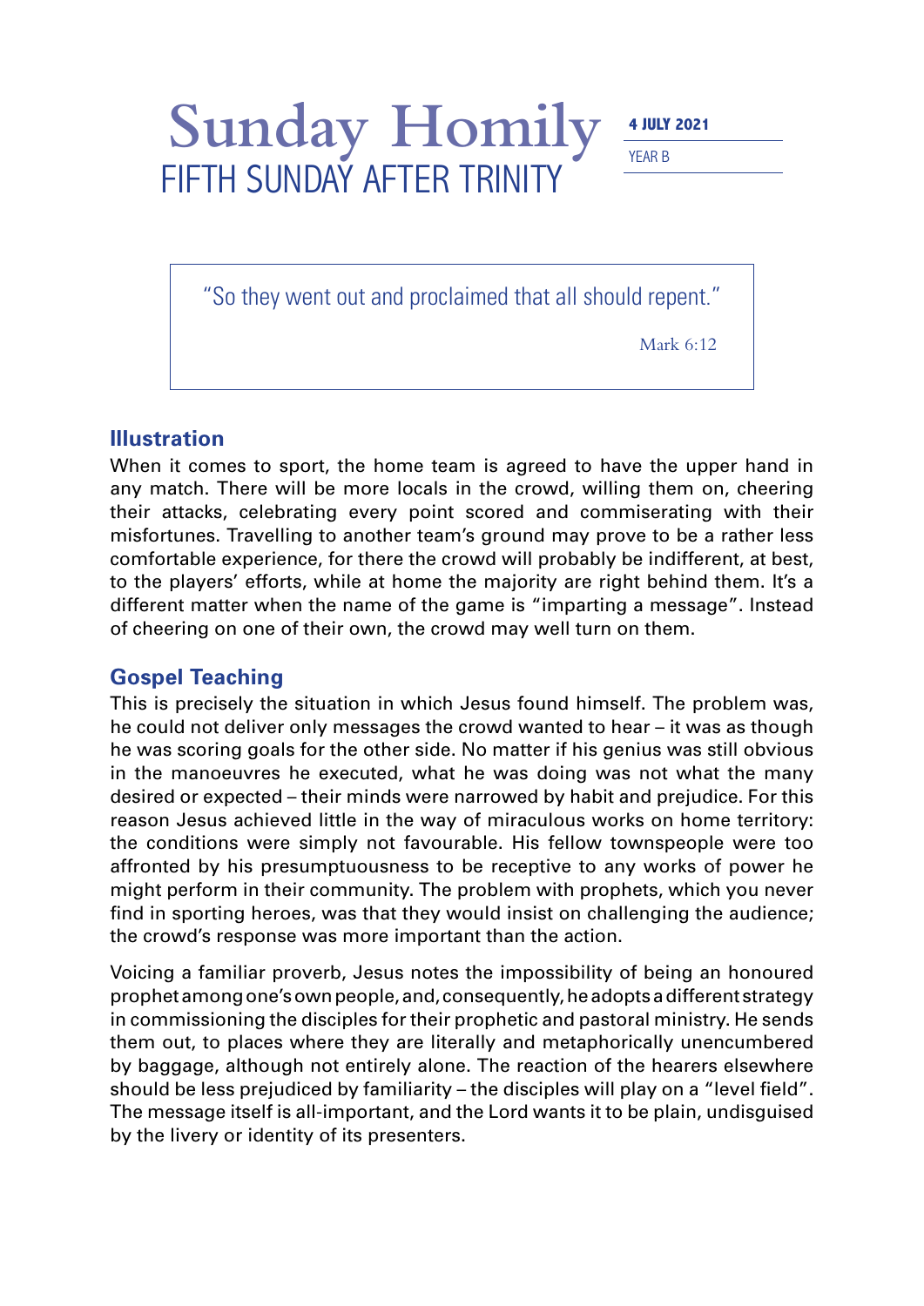# Sunday Homily

## FIFTH SUNDAY AFTER TRINITY

**4 JULY 2021**

YEAR B

> "So they went out and proclaimed that all should repent."
>
> Mark 6:12

## Illustration

When it comes to sport, the home team is agreed to have the upper hand in any match. There will be more locals in the crowd, willing them on, cheering their attacks, celebrating every point scored and commiserating with their misfortunes. Travelling to another team's ground may prove to be a rather less comfortable experience, for there the crowd will probably be indifferent, at best, to the players' efforts, while at home the majority are right behind them. It's a different matter when the name of the game is "imparting a message". Instead of cheering on one of their own, the crowd may well turn on them.

## Gospel Teaching

This is precisely the situation in which Jesus found himself. The problem was, he could not deliver only messages the crowd wanted to hear – it was as though he was scoring goals for the other side. No matter if his genius was still obvious in the manoeuvres he executed, what he was doing was not what the many desired or expected – their minds were narrowed by habit and prejudice. For this reason Jesus achieved little in the way of miraculous works on home territory: the conditions were simply not favourable. His fellow townspeople were too affronted by his presumptuousness to be receptive to any works of power he might perform in their community. The problem with prophets, which you never find in sporting heroes, was that they would insist on challenging the audience; the crowd's response was more important than the action.

Voicing a familiar proverb, Jesus notes the impossibility of being an honoured prophet among one's own people, and, consequently, he adopts a different strategy in commissioning the disciples for their prophetic and pastoral ministry. He sends them out, to places where they are literally and metaphorically unencumbered by baggage, although not entirely alone. The reaction of the hearers elsewhere should be less prejudiced by familiarity – the disciples will play on a "level field". The message itself is all-important, and the Lord wants it to be plain, undisguised by the livery or identity of its presenters.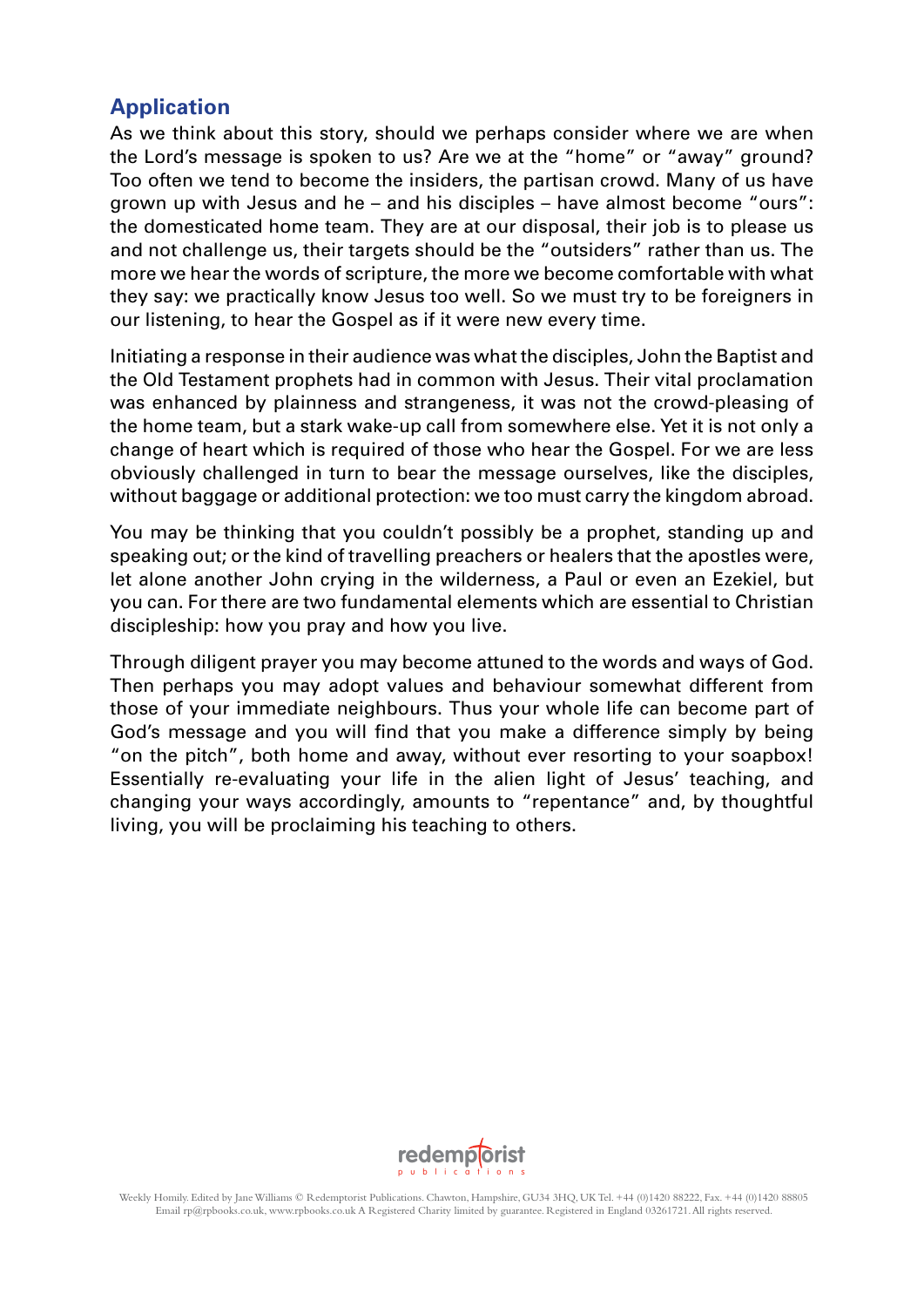## Application

As we think about this story, should we perhaps consider where we are when the Lord's message is spoken to us? Are we at the "home" or "away" ground? Too often we tend to become the insiders, the partisan crowd. Many of us have grown up with Jesus and he – and his disciples – have almost become "ours": the domesticated home team. They are at our disposal, their job is to please us and not challenge us, their targets should be the "outsiders" rather than us. The more we hear the words of scripture, the more we become comfortable with what they say: we practically know Jesus too well. So we must try to be foreigners in our listening, to hear the Gospel as if it were new every time.

Initiating a response in their audience was what the disciples, John the Baptist and the Old Testament prophets had in common with Jesus. Their vital proclamation was enhanced by plainness and strangeness, it was not the crowd-pleasing of the home team, but a stark wake-up call from somewhere else. Yet it is not only a change of heart which is required of those who hear the Gospel. For we are less obviously challenged in turn to bear the message ourselves, like the disciples, without baggage or additional protection: we too must carry the kingdom abroad.

You may be thinking that you couldn't possibly be a prophet, standing up and speaking out; or the kind of travelling preachers or healers that the apostles were, let alone another John crying in the wilderness, a Paul or even an Ezekiel, but you can. For there are two fundamental elements which are essential to Christian discipleship: how you pray and how you live.

Through diligent prayer you may become attuned to the words and ways of God. Then perhaps you may adopt values and behaviour somewhat different from those of your immediate neighbours. Thus your whole life can become part of God's message and you will find that you make a difference simply by being "on the pitch", both home and away, without ever resorting to your soapbox! Essentially re-evaluating your life in the alien light of Jesus' teaching, and changing your ways accordingly, amounts to "repentance" and, by thoughtful living, you will be proclaiming his teaching to others.

redemptorist publications

Weekly Homily. Edited by Jane Williams © Redemptorist Publications. Chawton, Hampshire, GU34 3HQ, UK Tel. +44 (0)1420 88222, Fax. +44 (0)1420 88805 Email rp@rpbooks.co.uk, www.rpbooks.co.uk A Registered Charity limited by guarantee. Registered in England 03261721. All rights reserved.